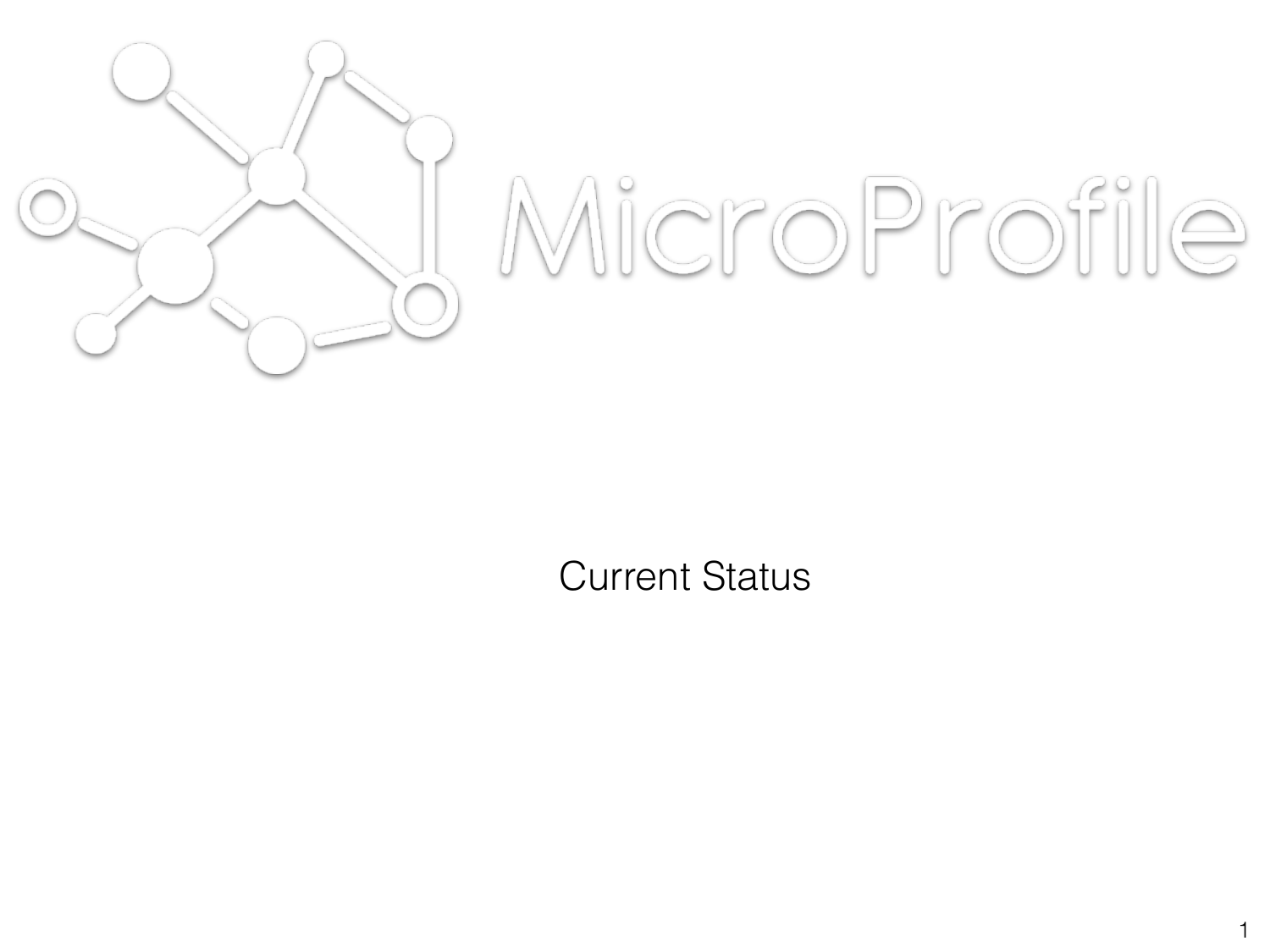# MicroProfile

Current Status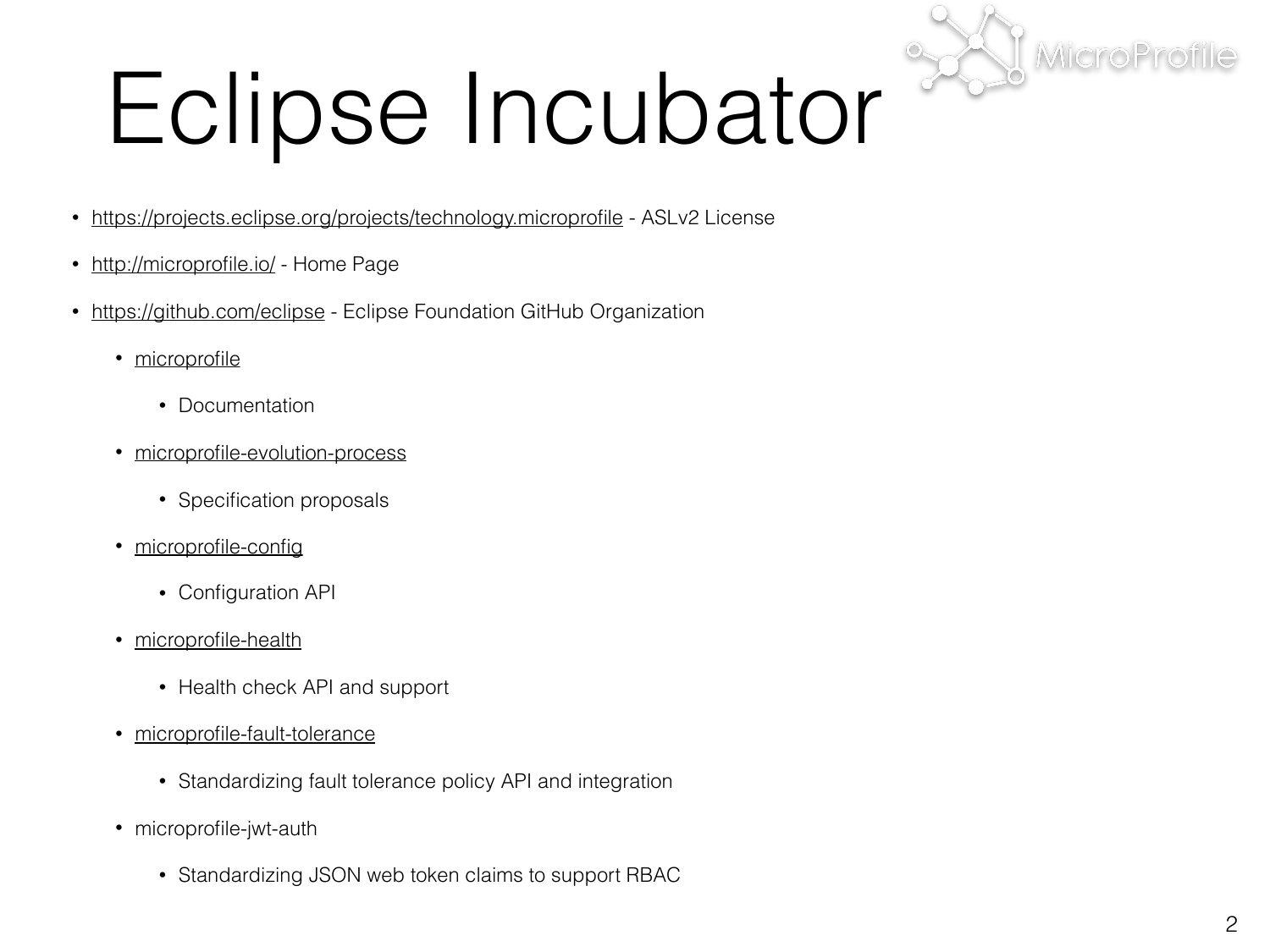# Eclipse Incubator

- https://projects.eclipse.org/projects/technology.microprofile - ASLv2 License
- http://microprofile.io/ - Home Page
- https://github.com/eclipse - Eclipse Foundation GitHub Organization
    - microprofile
        - Documentation
    - microprofile-evolution-process
        - Specification proposals
    - microprofile-config
        - Configuration API
    - microprofile-health
        - Health check API and support
    - microprofile-fault-tolerance
        - Standardizing fault tolerance policy API and integration
    - microprofile-jwt-auth
        - Standardizing JSON web token claims to support RBAC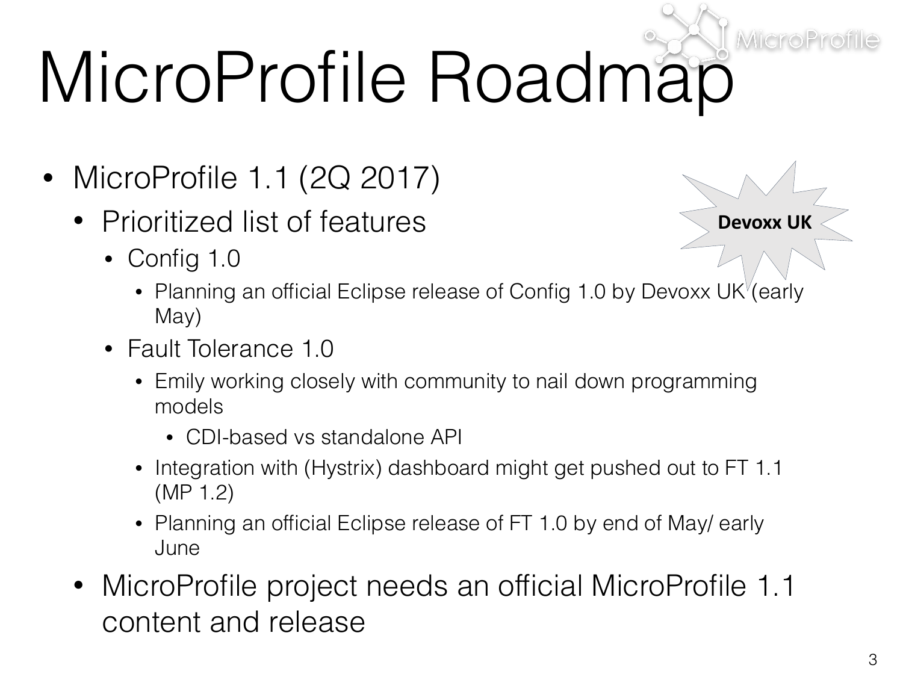# MicroProfile Roadmap

- MicroProfile 1.1 (2Q 2017)
  - Prioritized list of features
    - Config 1.0
      - Planning an official Eclipse release of Config 1.0 by Devoxx UK (early May)
    - Fault Tolerance 1.0
      - Emily working closely with community to nail down programming models
        - CDI-based vs standalone API
      - Integration with (Hystrix) dashboard might get pushed out to FT 1.1 (MP 1.2)
      - Planning an official Eclipse release of FT 1.0 by end of May/ early June
  - MicroProfile project needs an official MicroProfile 1.1 content and release

**Devoxx UK**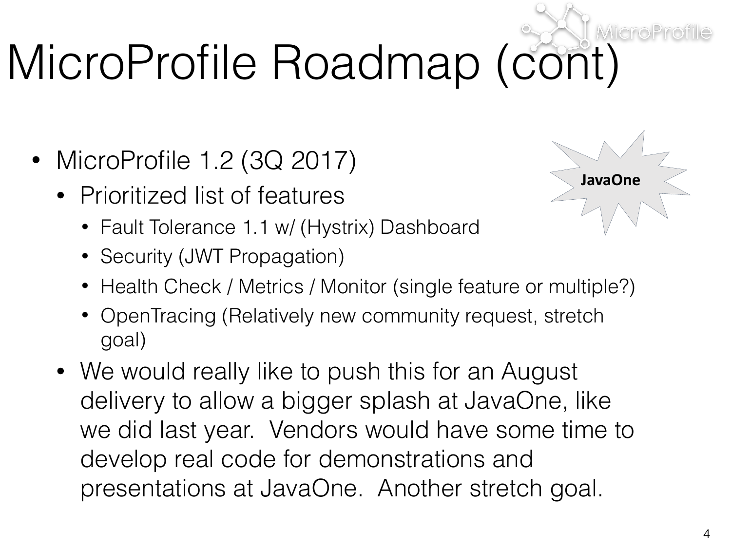# MicroProfile Roadmap (cont)

- MicroProfile 1.2 (3Q 2017)
  - Prioritized list of features
    - Fault Tolerance 1.1 w/ (Hystrix) Dashboard
    - Security (JWT Propagation)
    - Health Check / Metrics / Monitor (single feature or multiple?)
    - OpenTracing (Relatively new community request, stretch goal)
  - We would really like to push this for an August delivery to allow a bigger splash at JavaOne, like we did last year. Vendors would have some time to develop real code for demonstrations and presentations at JavaOne. Another stretch goal.

**JavaOne**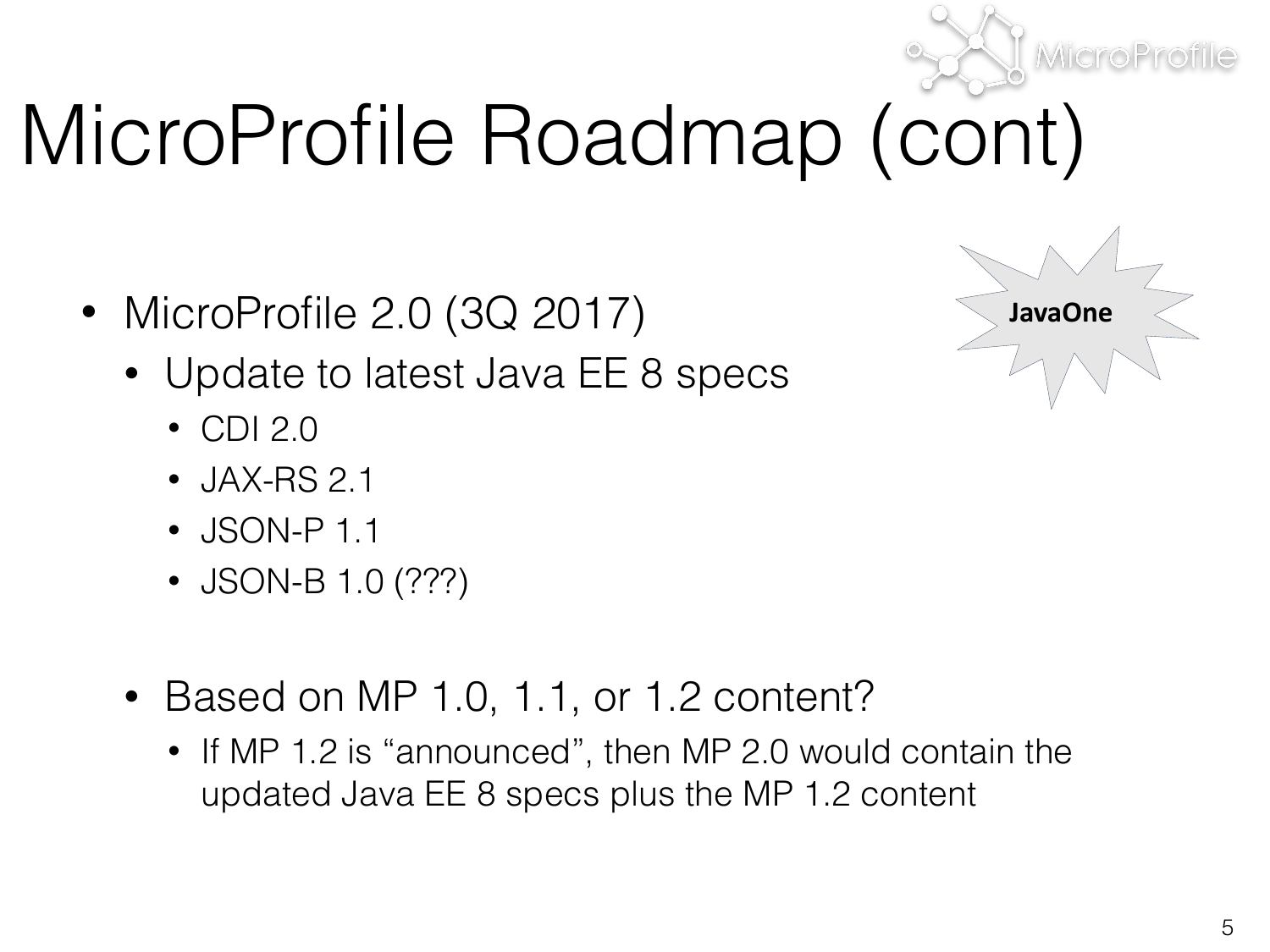# MicroProfile Roadmap (cont)

**JavaOne**

- MicroProfile 2.0 (3Q 2017)
  - Update to latest Java EE 8 specs
    - CDI 2.0
    - JAX-RS 2.1
    - JSON-P 1.1
    - JSON-B 1.0 (???)
  - Based on MP 1.0, 1.1, or 1.2 content?
    - If MP 1.2 is "announced", then MP 2.0 would contain the updated Java EE 8 specs plus the MP 1.2 content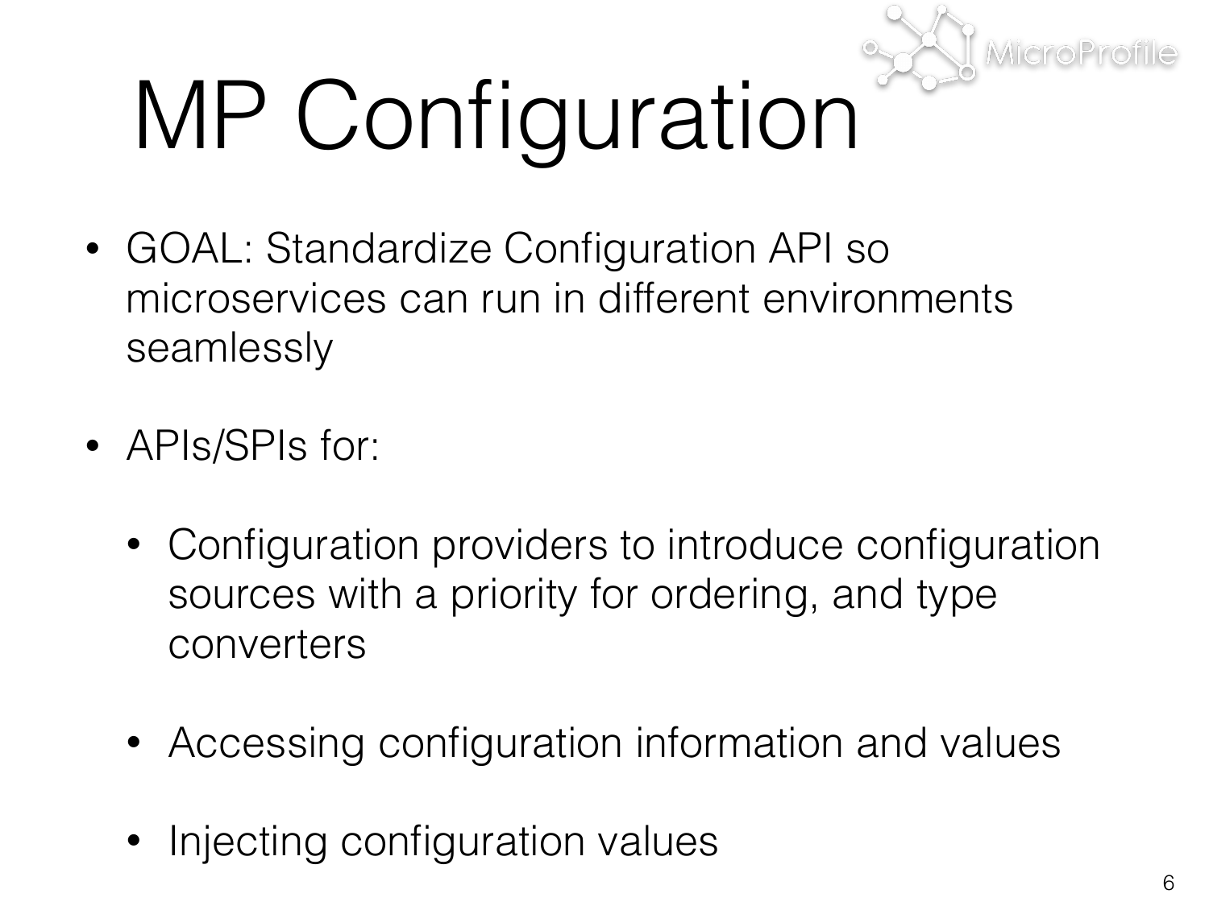# MP Configuration

- GOAL: Standardize Configuration API so microservices can run in different environments seamlessly

- APIs/SPIs for:

  - Configuration providers to introduce configuration sources with a priority for ordering, and type converters

  - Accessing configuration information and values

  - Injecting configuration values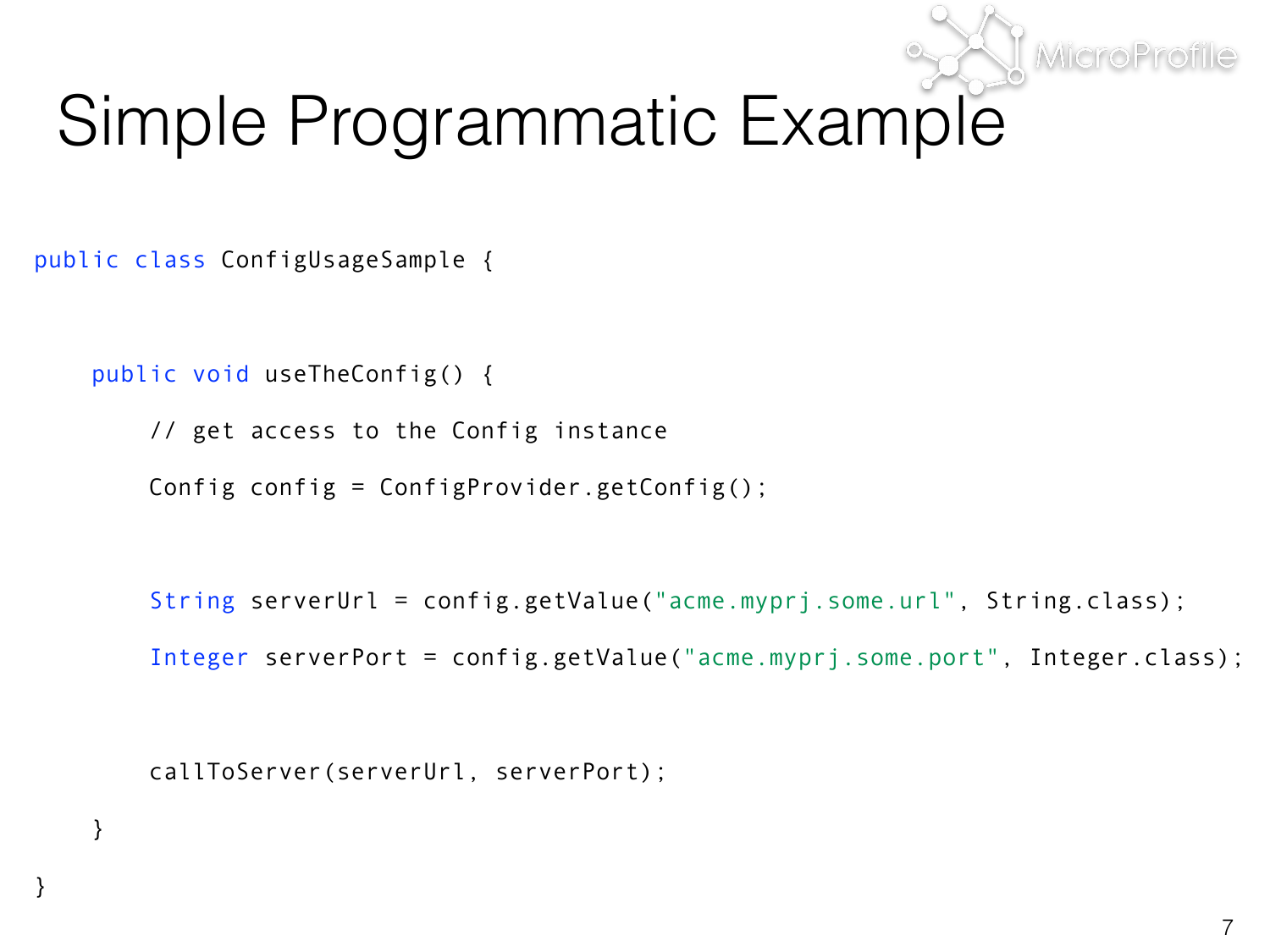# Simple Programmatic Example

```java
public class ConfigUsageSample {

    public void useTheConfig() {
        // get access to the Config instance
        Config config = ConfigProvider.getConfig();

        String serverUrl = config.getValue("acme.myprj.some.url", String.class);
        Integer serverPort = config.getValue("acme.myprj.some.port", Integer.class);

        callToServer(serverUrl, serverPort);
    }
}
```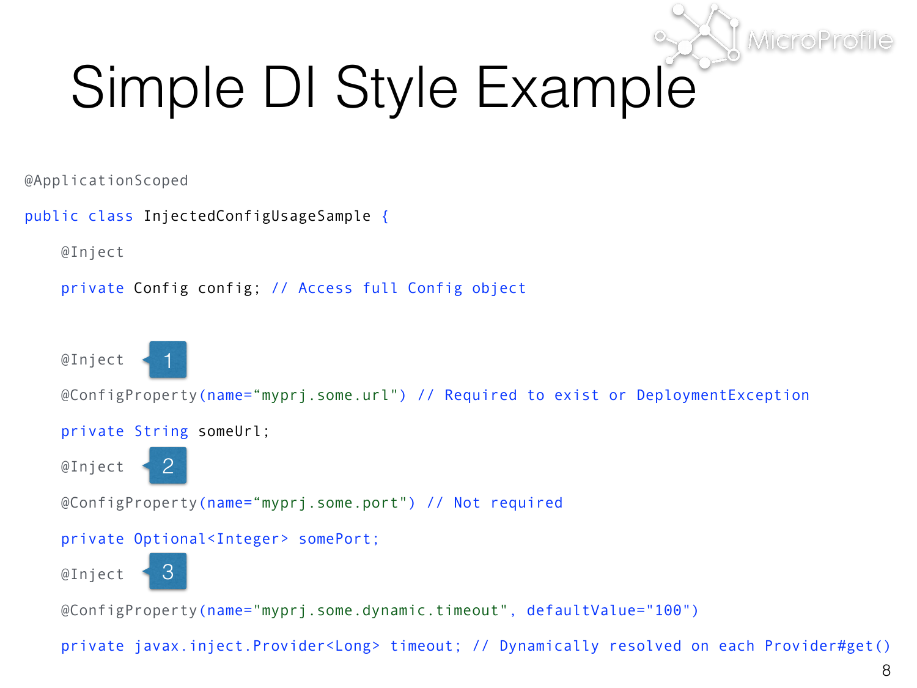# Simple DI Style Example

```
@ApplicationScoped
public class InjectedConfigUsageSample {
    @Inject
    private Config config; // Access full Config object

    @Inject  1
    @ConfigProperty(name=“myprj.some.url") // Required to exist or DeploymentException
    private String someUrl;
    @Inject  2
    @ConfigProperty(name=“myprj.some.port") // Not required
    private Optional<Integer> somePort;
    @Inject  3
    @ConfigProperty(name="myprj.some.dynamic.timeout", defaultValue="100")
    private javax.inject.Provider<Long> timeout; // Dynamically resolved on each Provider#get()
```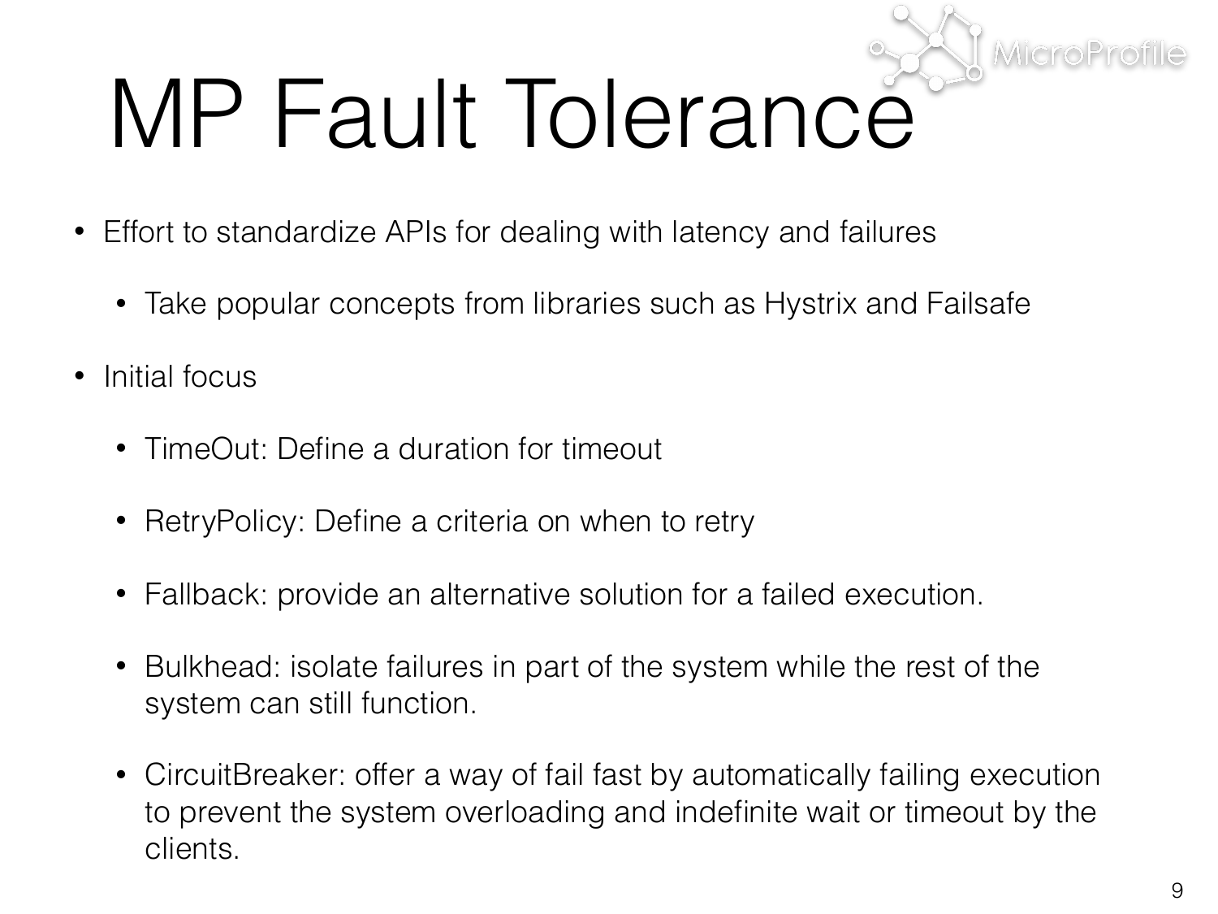# MP Fault Tolerance

- Effort to standardize APIs for dealing with latency and failures
  - Take popular concepts from libraries such as Hystrix and Failsafe
- Initial focus
  - TimeOut: Define a duration for timeout
  - RetryPolicy: Define a criteria on when to retry
  - Fallback: provide an alternative solution for a failed execution.
  - Bulkhead: isolate failures in part of the system while the rest of the system can still function.
  - CircuitBreaker: offer a way of fail fast by automatically failing execution to prevent the system overloading and indefinite wait or timeout by the clients.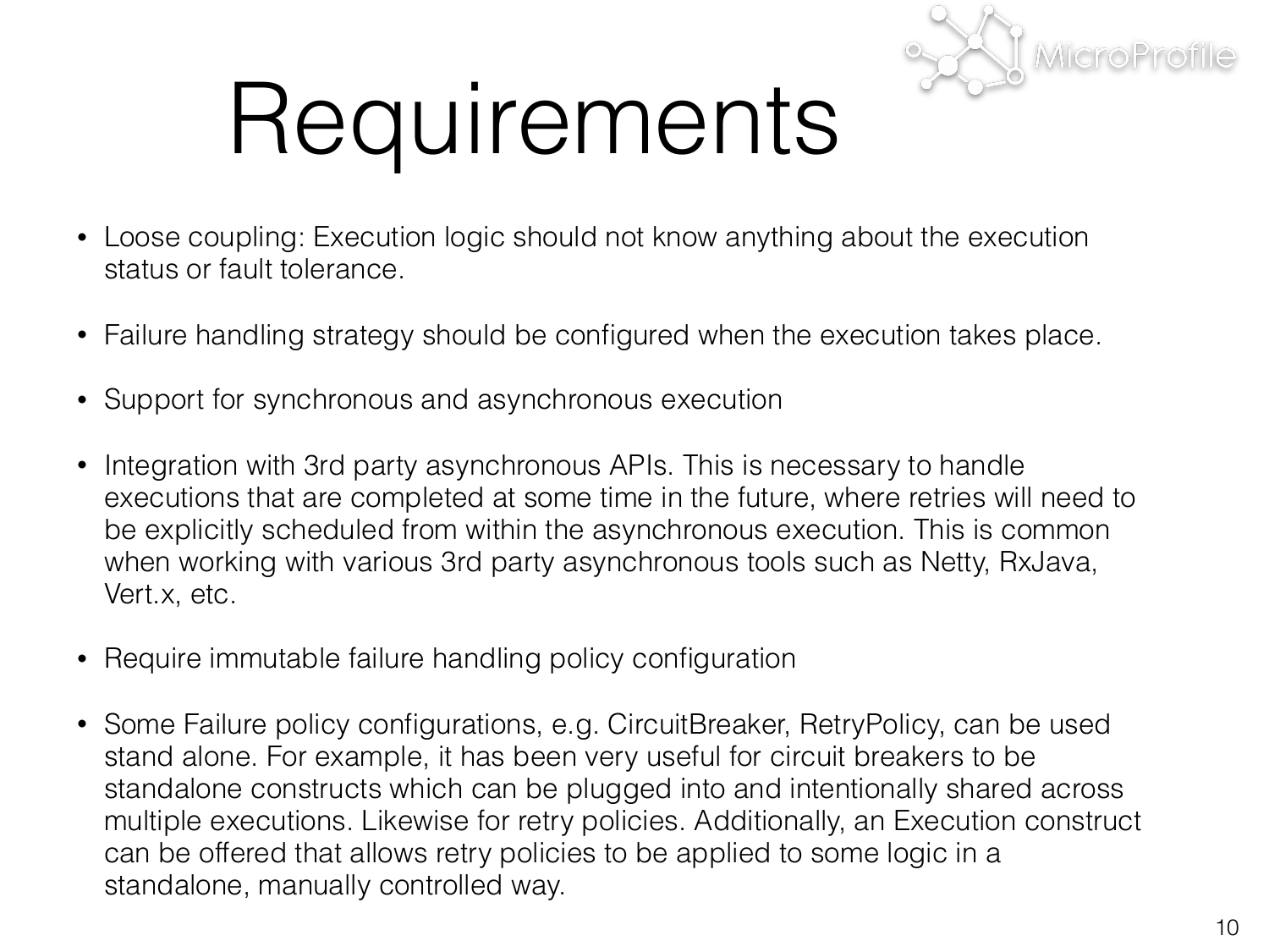# Requirements

- Loose coupling: Execution logic should not know anything about the execution status or fault tolerance.

- Failure handling strategy should be configured when the execution takes place.

- Support for synchronous and asynchronous execution

- Integration with 3rd party asynchronous APIs. This is necessary to handle executions that are completed at some time in the future, where retries will need to be explicitly scheduled from within the asynchronous execution. This is common when working with various 3rd party asynchronous tools such as Netty, RxJava, Vert.x, etc.

- Require immutable failure handling policy configuration

- Some Failure policy configurations, e.g. CircuitBreaker, RetryPolicy, can be used stand alone. For example, it has been very useful for circuit breakers to be standalone constructs which can be plugged into and intentionally shared across multiple executions. Likewise for retry policies. Additionally, an Execution construct can be offered that allows retry policies to be applied to some logic in a standalone, manually controlled way.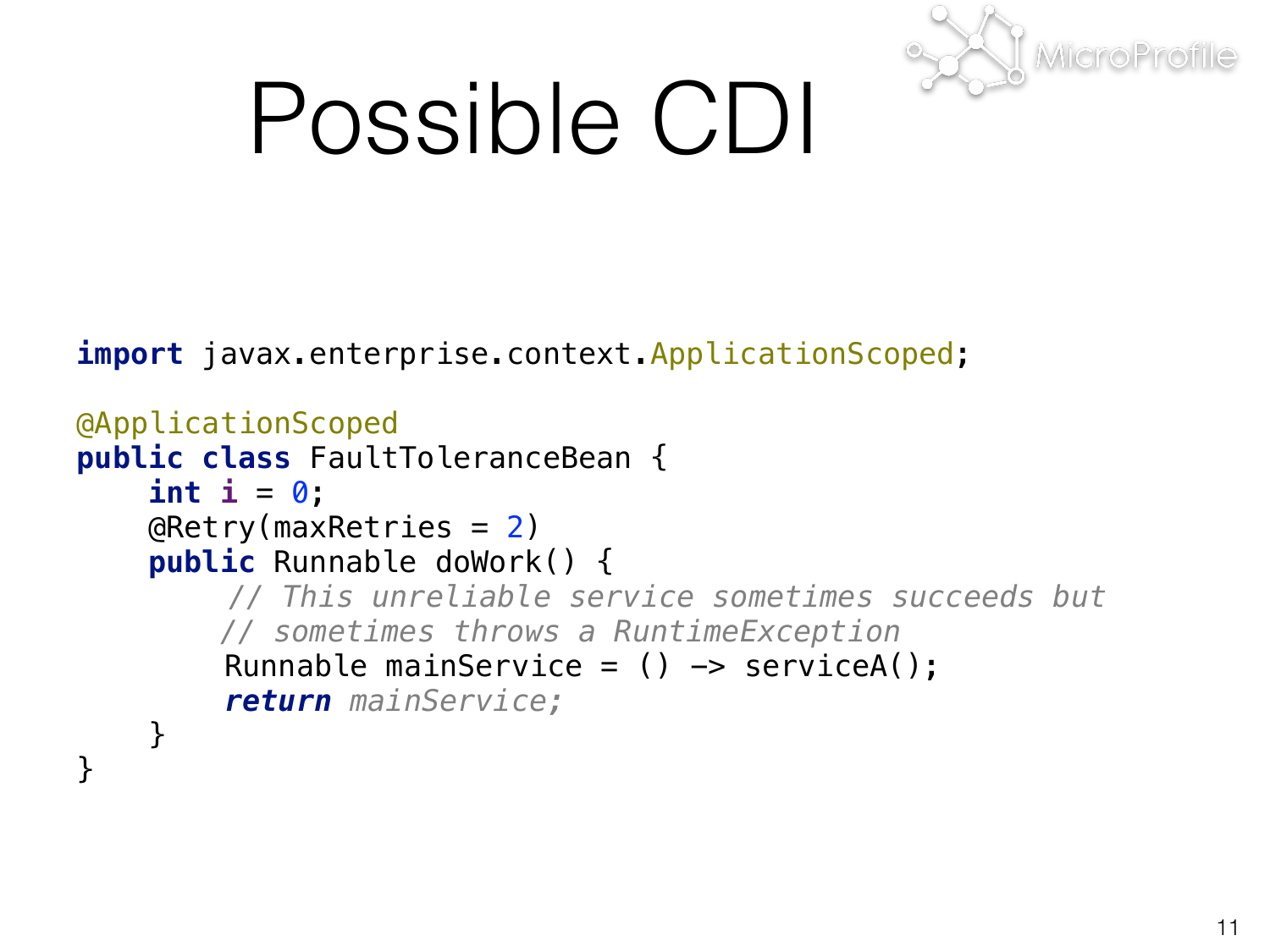# Possible CDI

```java
import javax.enterprise.context.ApplicationScoped;

@ApplicationScoped
public class FaultToleranceBean {
    int i = 0;
    @Retry(maxRetries = 2)
    public Runnable doWork() {
        // This unreliable service sometimes succeeds but
        // sometimes throws a RuntimeException
        Runnable mainService = () -> serviceA();
        return mainService;
    }
}
```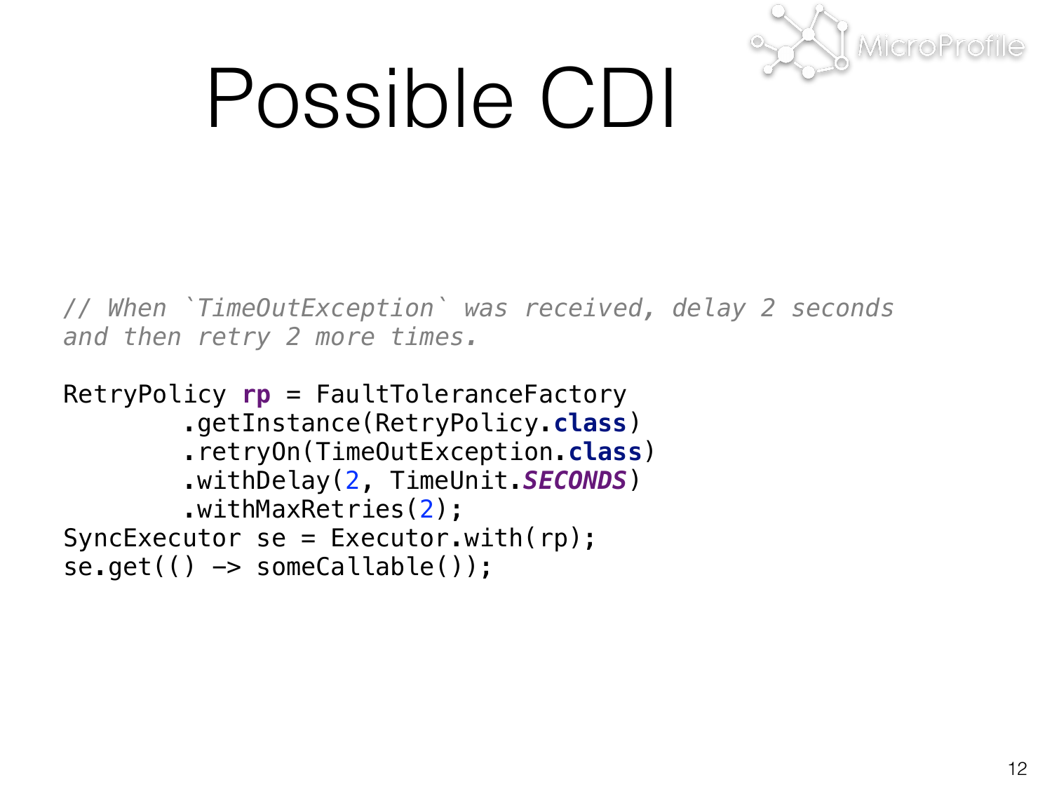# Possible CDI

```java
// When `TimeOutException` was received, delay 2 seconds
and then retry 2 more times.

RetryPolicy rp = FaultToleranceFactory
        .getInstance(RetryPolicy.class)
        .retryOn(TimeOutException.class)
        .withDelay(2, TimeUnit.SECONDS)
        .withMaxRetries(2);
SyncExecutor se = Executor.with(rp);
se.get(() -> someCallable());
```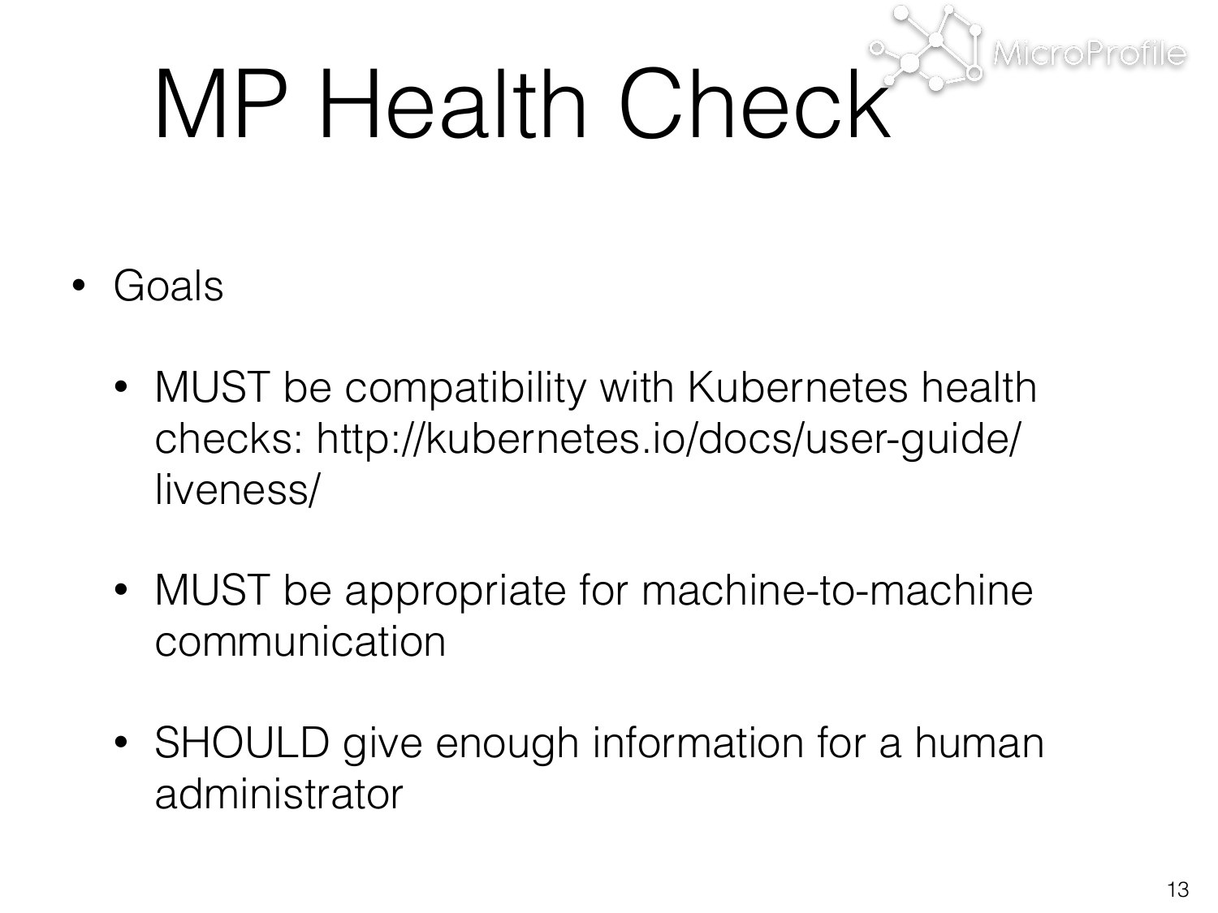# MP Health Check

- Goals
  - MUST be compatibility with Kubernetes health checks: http://kubernetes.io/docs/user-guide/liveness/
  - MUST be appropriate for machine-to-machine communication
  - SHOULD give enough information for a human administrator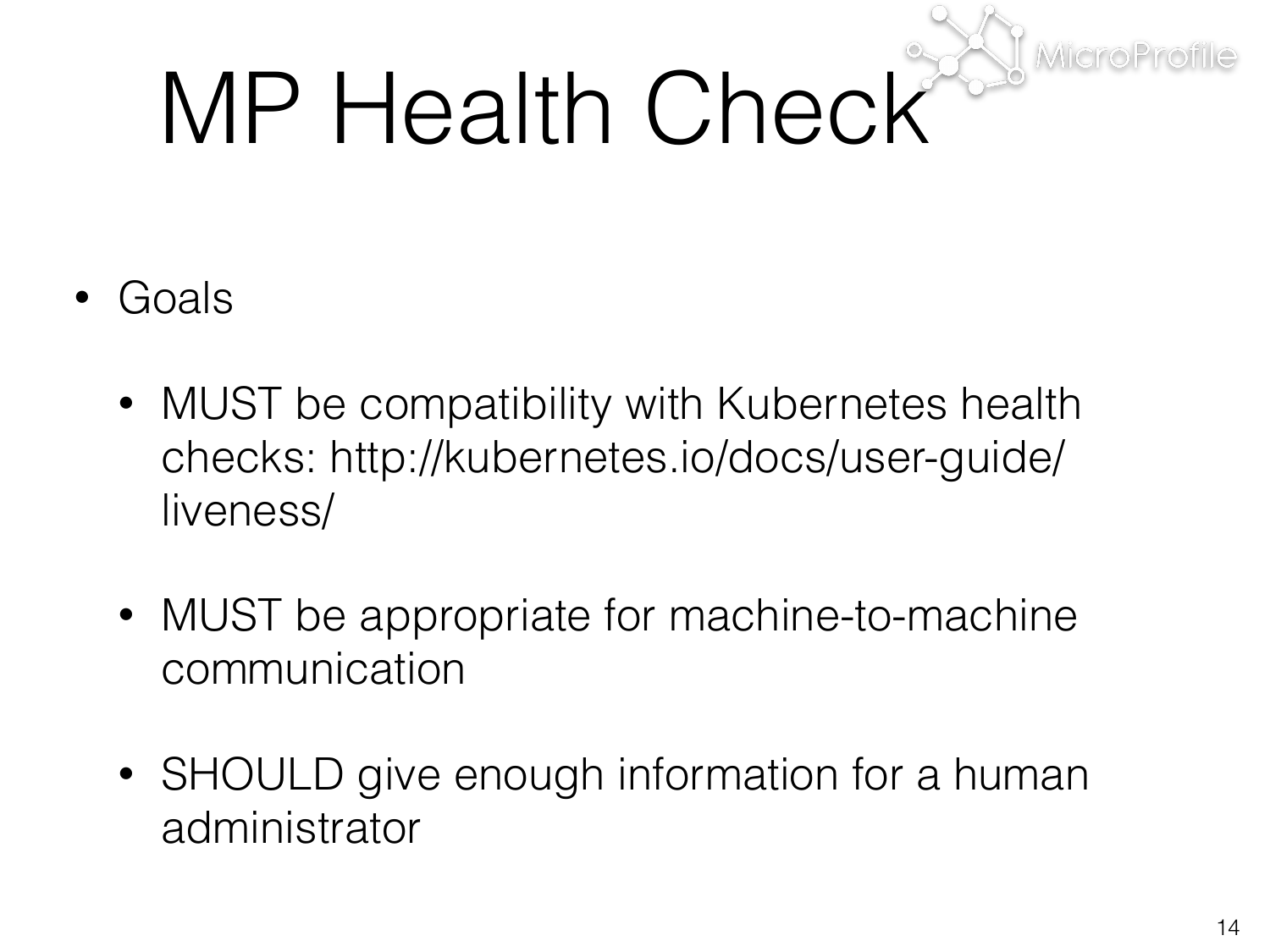# MP Health Check

- Goals
  - MUST be compatibility with Kubernetes health checks: http://kubernetes.io/docs/user-guide/liveness/
  - MUST be appropriate for machine-to-machine communication
  - SHOULD give enough information for a human administrator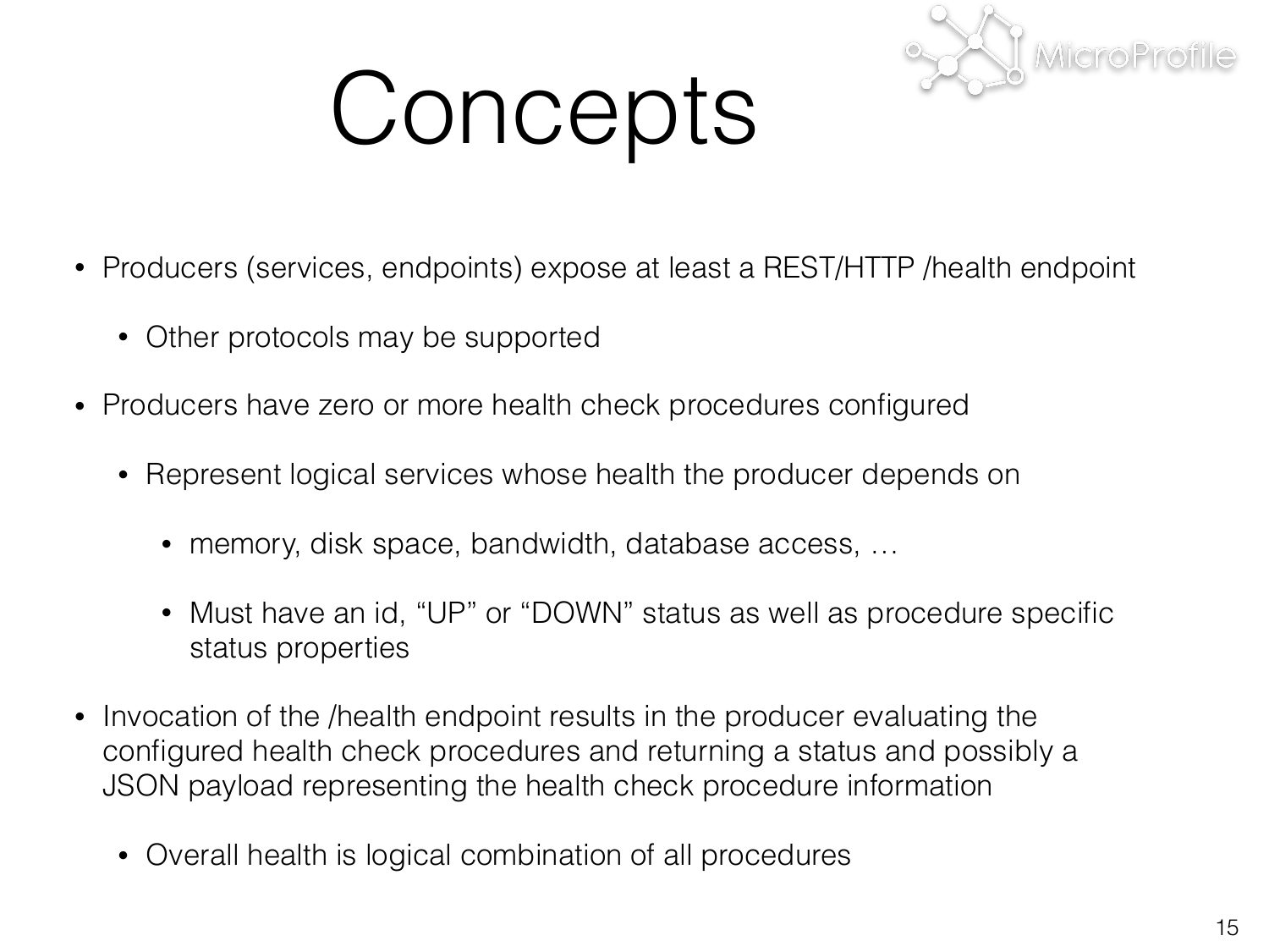# Concepts

- Producers (services, endpoints) expose at least a REST/HTTP /health endpoint
    - Other protocols may be supported
- Producers have zero or more health check procedures configured
    - Represent logical services whose health the producer depends on
        - memory, disk space, bandwidth, database access, …
        - Must have an id, "UP" or "DOWN" status as well as procedure specific status properties
- Invocation of the /health endpoint results in the producer evaluating the configured health check procedures and returning a status and possibly a JSON payload representing the health check procedure information
    - Overall health is logical combination of all procedures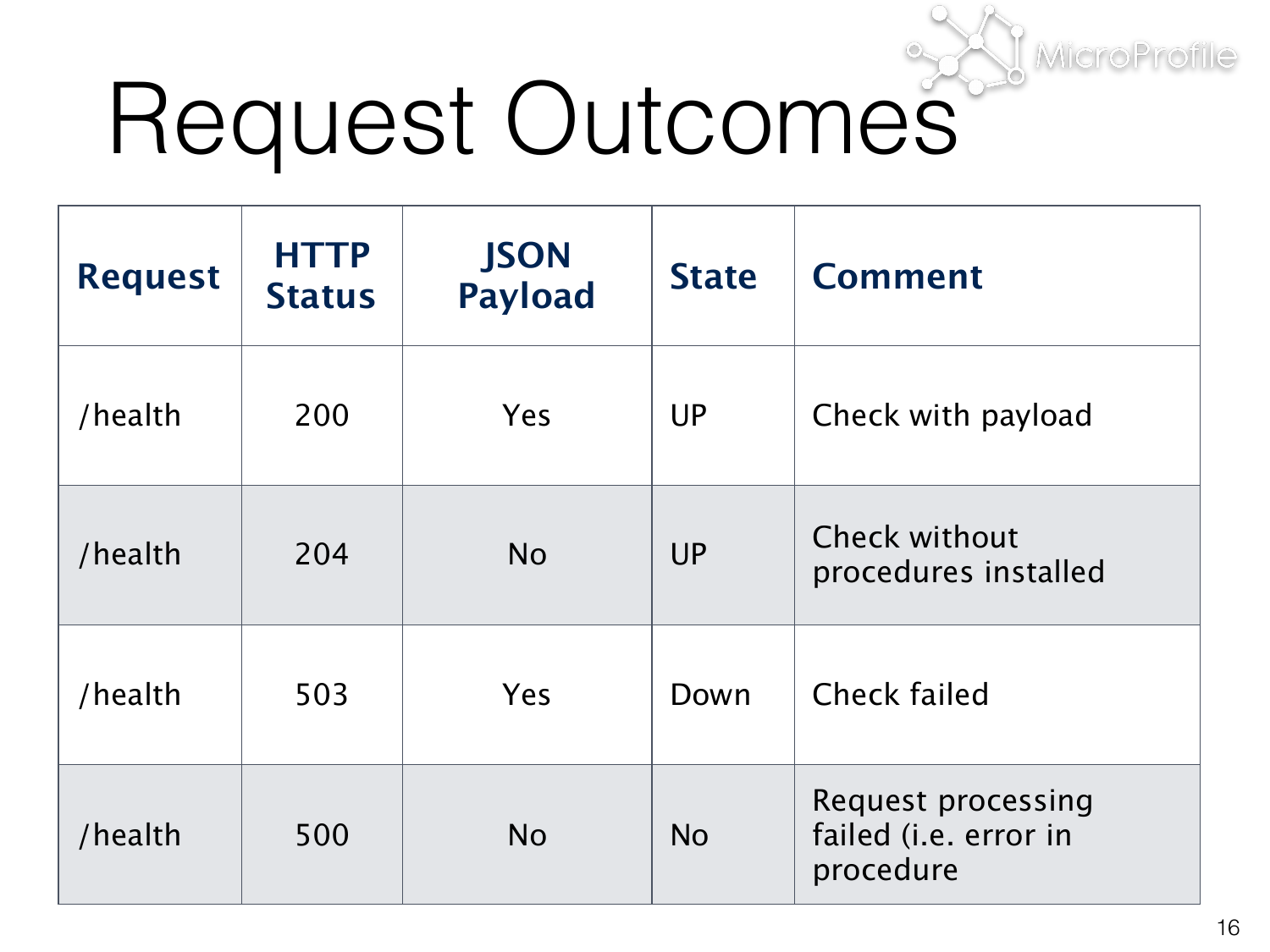# Request Outcomes

| Request | HTTP Status | JSON Payload | State | Comment |
|---|---|---|---|---|
| /health | 200 | Yes | UP | Check with payload |
| /health | 204 | No | UP | Check without procedures installed |
| /health | 503 | Yes | Down | Check failed |
| /health | 500 | No | No | Request processing failed (i.e. error in procedure |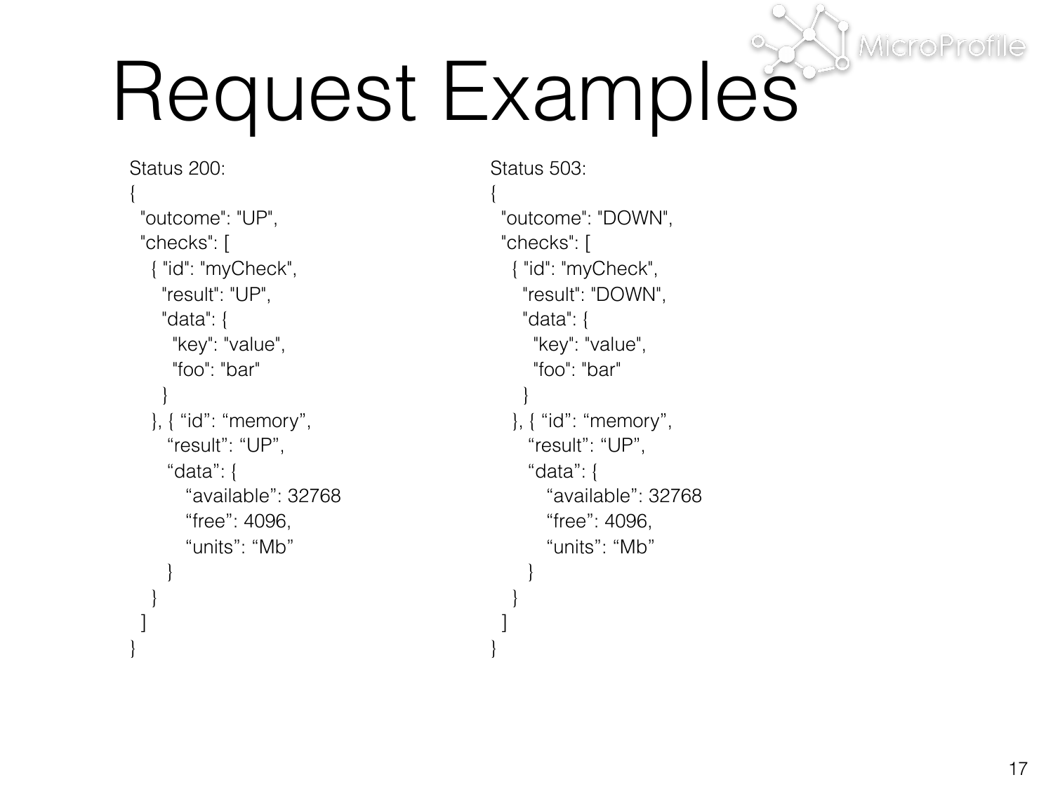# Request Examples

Status 200:

```
{
  "outcome": "UP",
  "checks": [
    { "id": "myCheck",
      "result": "UP",
      "data": {
        "key": "value",
        "foo": "bar"
      }
    }, { “id”: “memory”,
       “result”: “UP”,
       “data”: {
          “available”: 32768
          “free”: 4096,
          “units”: “Mb”
       }
    }
  ]
}
```

Status 503:

```
{
  "outcome": "DOWN",
  "checks": [
    { "id": "myCheck",
      "result": "DOWN",
      "data": {
        "key": "value",
        "foo": "bar"
      }
    }, { “id”: “memory”,
       “result”: “UP”,
       “data”: {
          “available”: 32768
          “free”: 4096,
          “units”: “Mb”
       }
    }
  ]
}
```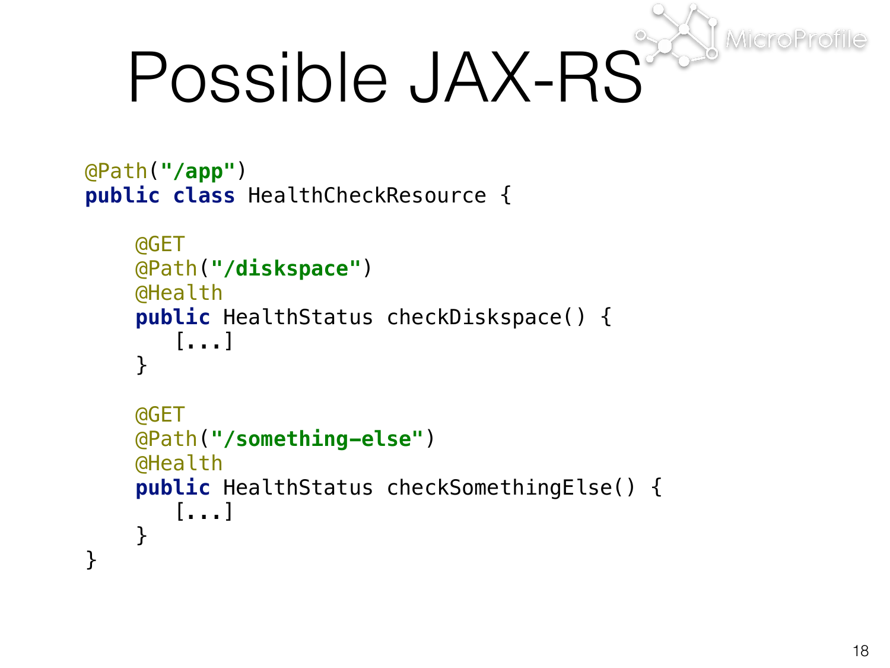# Possible JAX-RS

```java
@Path("/app")
public class HealthCheckResource {

    @GET
    @Path("/diskspace")
    @Health
    public HealthStatus checkDiskspace() {
       [...]
    }

    @GET
    @Path("/something-else")
    @Health
    public HealthStatus checkSomethingElse() {
       [...]
    }
}
```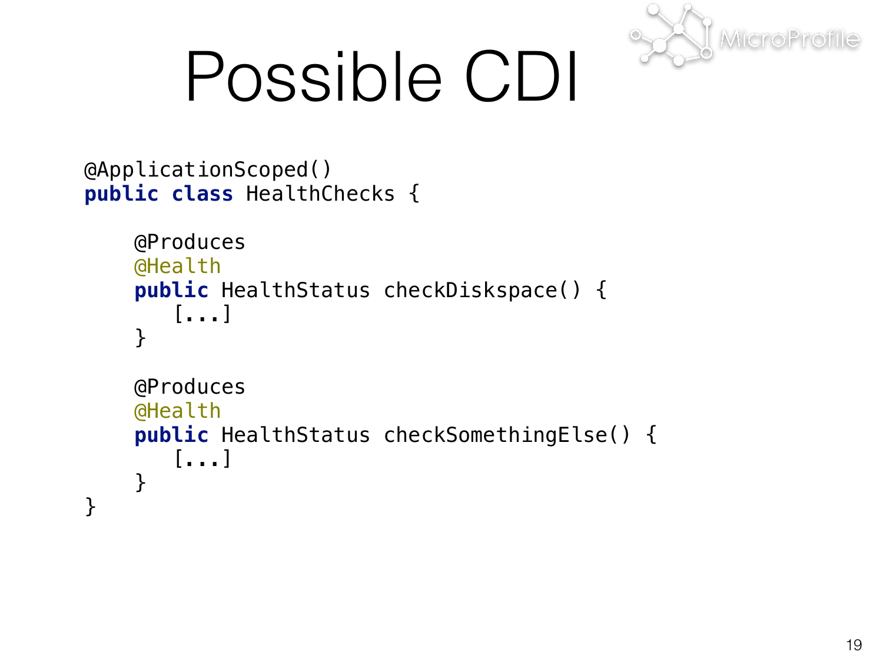# Possible CDI

```
@ApplicationScoped()
public class HealthChecks {

    @Produces
    @Health
    public HealthStatus checkDiskspace() {
       [...]
    }

    @Produces
    @Health
    public HealthStatus checkSomethingElse() {
       [...]
    }
}
```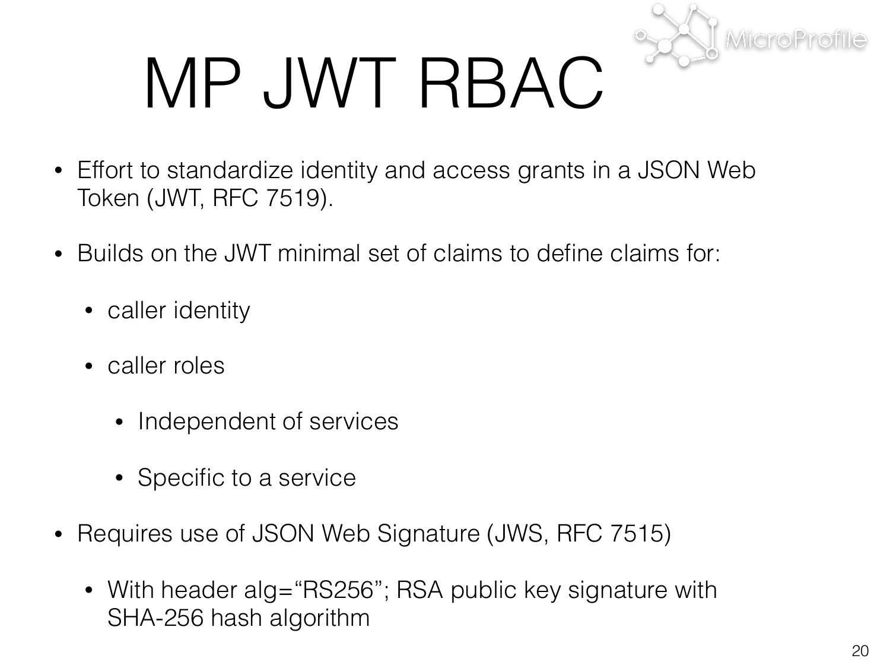# MP JWT RBAC

- Effort to standardize identity and access grants in a JSON Web Token (JWT, RFC 7519).
- Builds on the JWT minimal set of claims to define claims for:
  - caller identity
  - caller roles
    - Independent of services
    - Specific to a service
- Requires use of JSON Web Signature (JWS, RFC 7515)
  - With header alg="RS256"; RSA public key signature with SHA-256 hash algorithm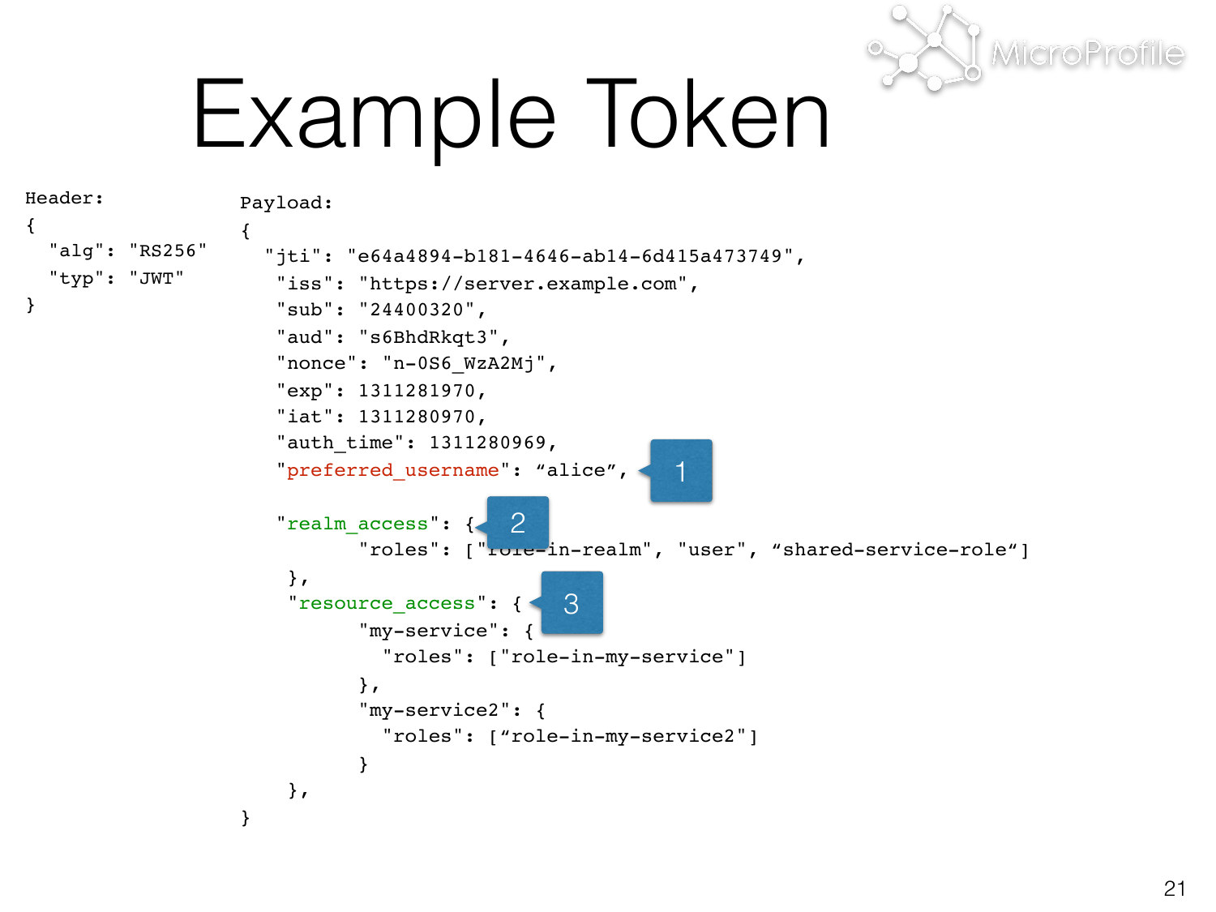# Example Token

Header:

```
{
  "alg": "RS256"
  "typ": "JWT"
}
```

Payload:

```
{
  "jti": "e64a4894-b181-4646-ab14-6d415a473749",
   "iss": "https://server.example.com",
   "sub": "24400320",
   "aud": "s6BhdRkqt3",
   "nonce": "n-0S6_WzA2Mj",
   "exp": 1311281970,
   "iat": 1311280970,
   "auth_time": 1311280969,
   "preferred_username": “alice”,    1

   "realm_access": {    2
          "roles": ["role-in-realm", "user", “shared-service-role“]
    },
    "resource_access": {    3
          "my-service": {
            "roles": ["role-in-my-service"]
          },
          "my-service2": {
            "roles": [“role-in-my-service2"]
          }
    },
}
```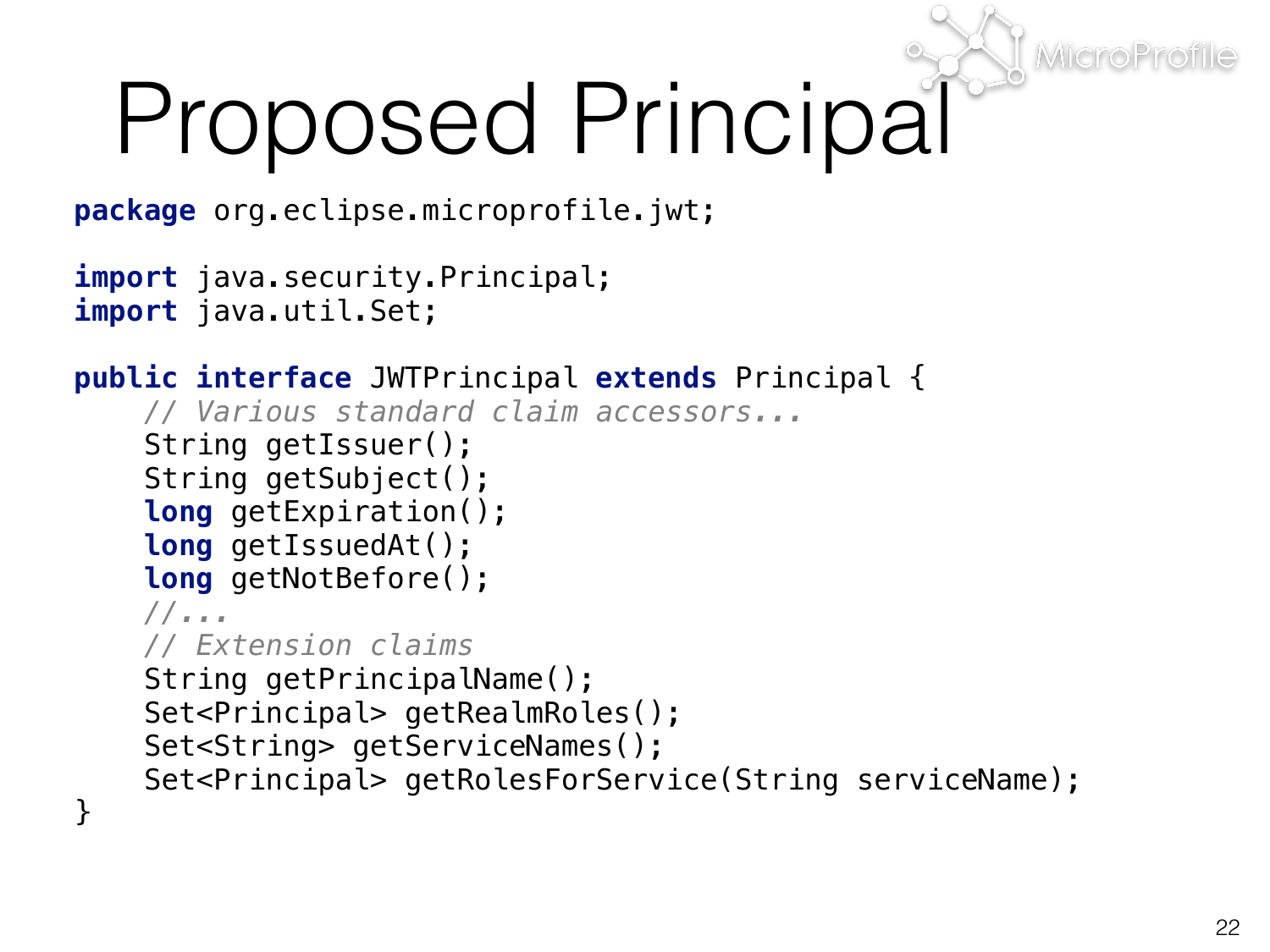# Proposed Principal

```java
package org.eclipse.microprofile.jwt;

import java.security.Principal;
import java.util.Set;

public interface JWTPrincipal extends Principal {
    // Various standard claim accessors...
    String getIssuer();
    String getSubject();
    long getExpiration();
    long getIssuedAt();
    long getNotBefore();
    //...
    // Extension claims
    String getPrincipalName();
    Set<Principal> getRealmRoles();
    Set<String> getServiceNames();
    Set<Principal> getRolesForService(String serviceName);
}
```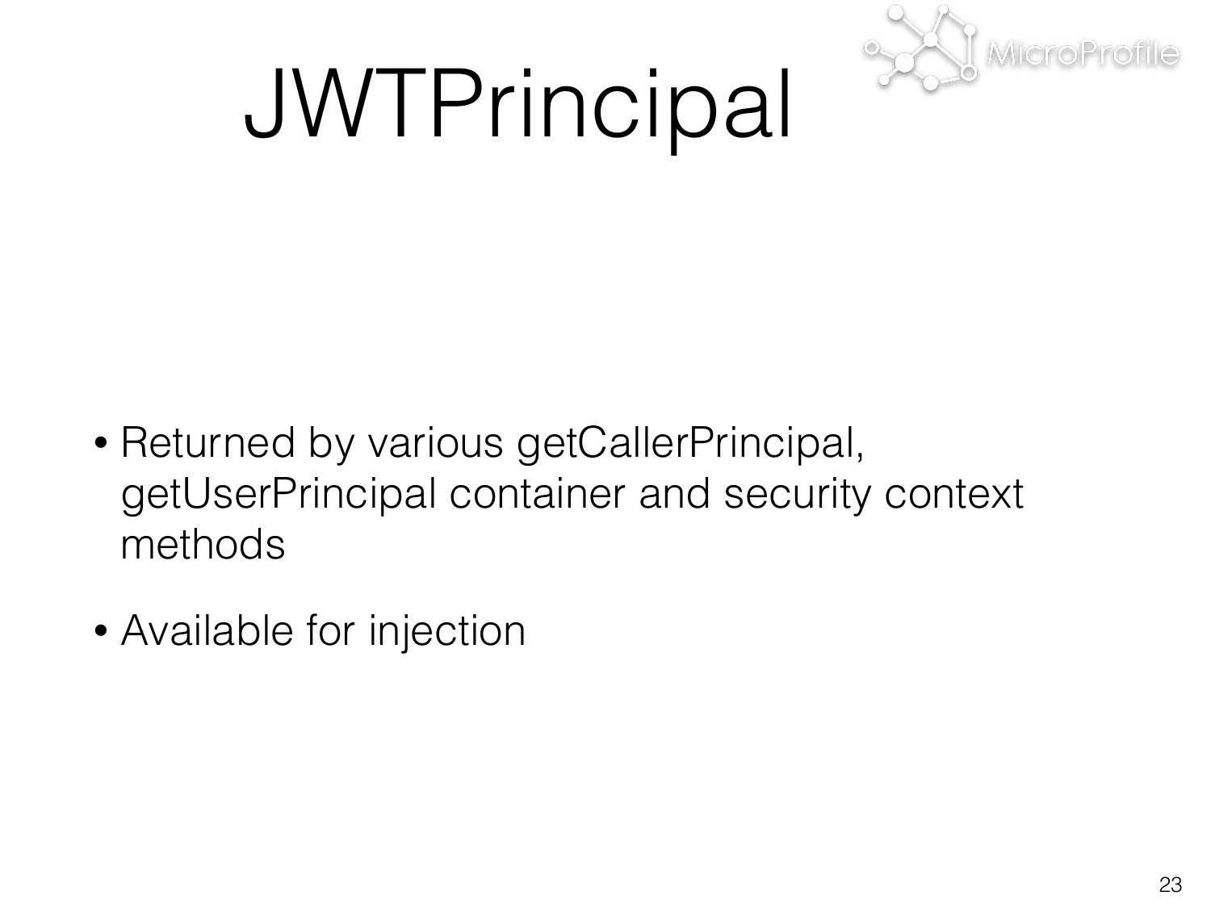# JWTPrincipal

- Returned by various getCallerPrincipal, getUserPrincipal container and security context methods
- Available for injection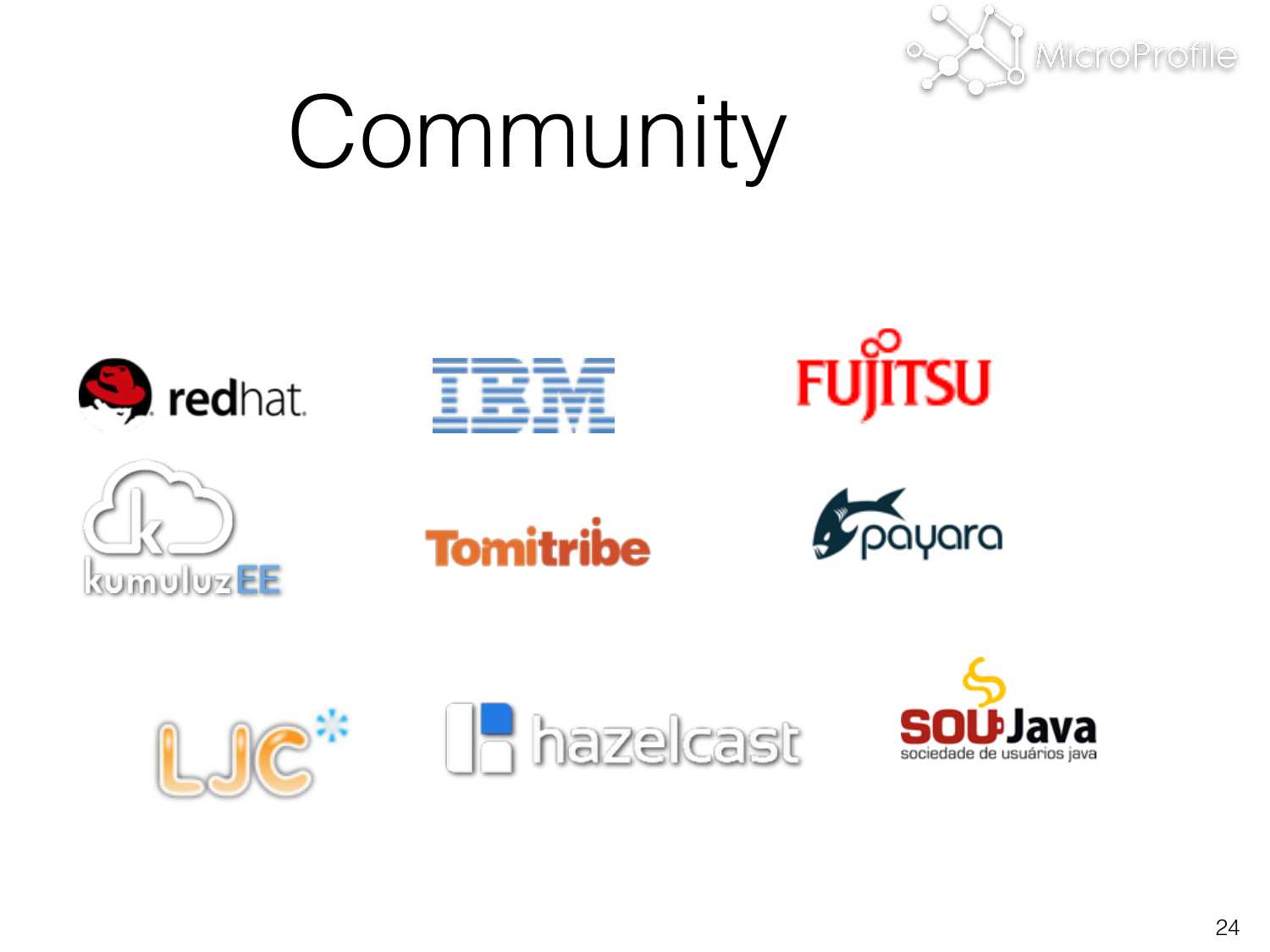# Community

redhat

IBM

FUJITSU

kumuluzEE

Tomitribe

payara

LJC

hazelcast

SOUJava
sociedade de usuários java